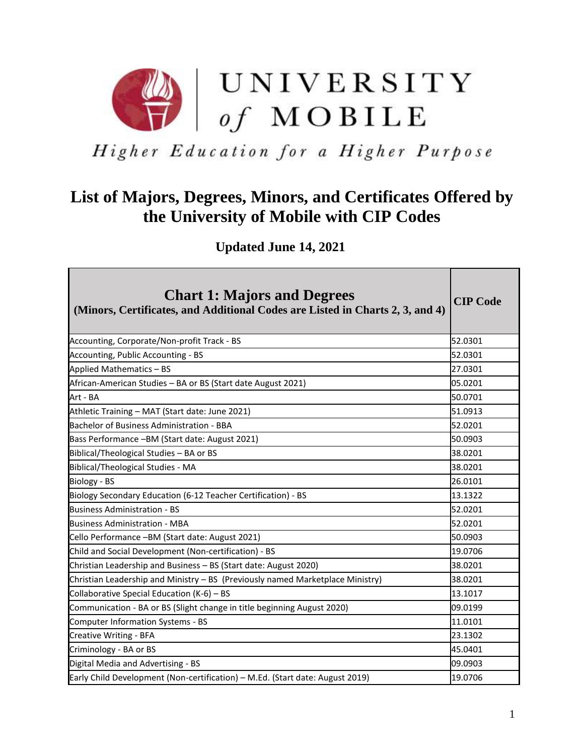# UNIVERSITY *of* MOBILE

*Higher Education for a Higher Purpose*

# List of Majors, Degrees, Minors, and Certificates Offered by the University of Mobile with CIP Codes

**Updated June 14, 2021**

| **Chart 1: Majors and Degrees** (Minors, Certificates, and Additional Codes are Listed in Charts 2, 3, and 4) | **CIP Code** |
| --- | --- |
| Accounting, Corporate/Non-profit Track - BS | 52.0301 |
| Accounting, Public Accounting - BS | 52.0301 |
| Applied Mathematics – BS | 27.0301 |
| African-American Studies – BA or BS (Start date August 2021) | 05.0201 |
| Art - BA | 50.0701 |
| Athletic Training – MAT (Start date: June 2021) | 51.0913 |
| Bachelor of Business Administration - BBA | 52.0201 |
| Bass Performance –BM (Start date: August 2021) | 50.0903 |
| Biblical/Theological Studies – BA or BS | 38.0201 |
| Biblical/Theological Studies - MA | 38.0201 |
| Biology - BS | 26.0101 |
| Biology Secondary Education (6-12 Teacher Certification) - BS | 13.1322 |
| Business Administration - BS | 52.0201 |
| Business Administration - MBA | 52.0201 |
| Cello Performance –BM (Start date: August 2021) | 50.0903 |
| Child and Social Development (Non-certification) - BS | 19.0706 |
| Christian Leadership and Business – BS (Start date: August 2020) | 38.0201 |
| Christian Leadership and Ministry – BS (Previously named Marketplace Ministry) | 38.0201 |
| Collaborative Special Education (K-6) – BS | 13.1017 |
| Communication - BA or BS (Slight change in title beginning August 2020) | 09.0199 |
| Computer Information Systems - BS | 11.0101 |
| Creative Writing - BFA | 23.1302 |
| Criminology - BA or BS | 45.0401 |
| Digital Media and Advertising - BS | 09.0903 |
| Early Child Development (Non-certification) – M.Ed. (Start date: August 2019) | 19.0706 |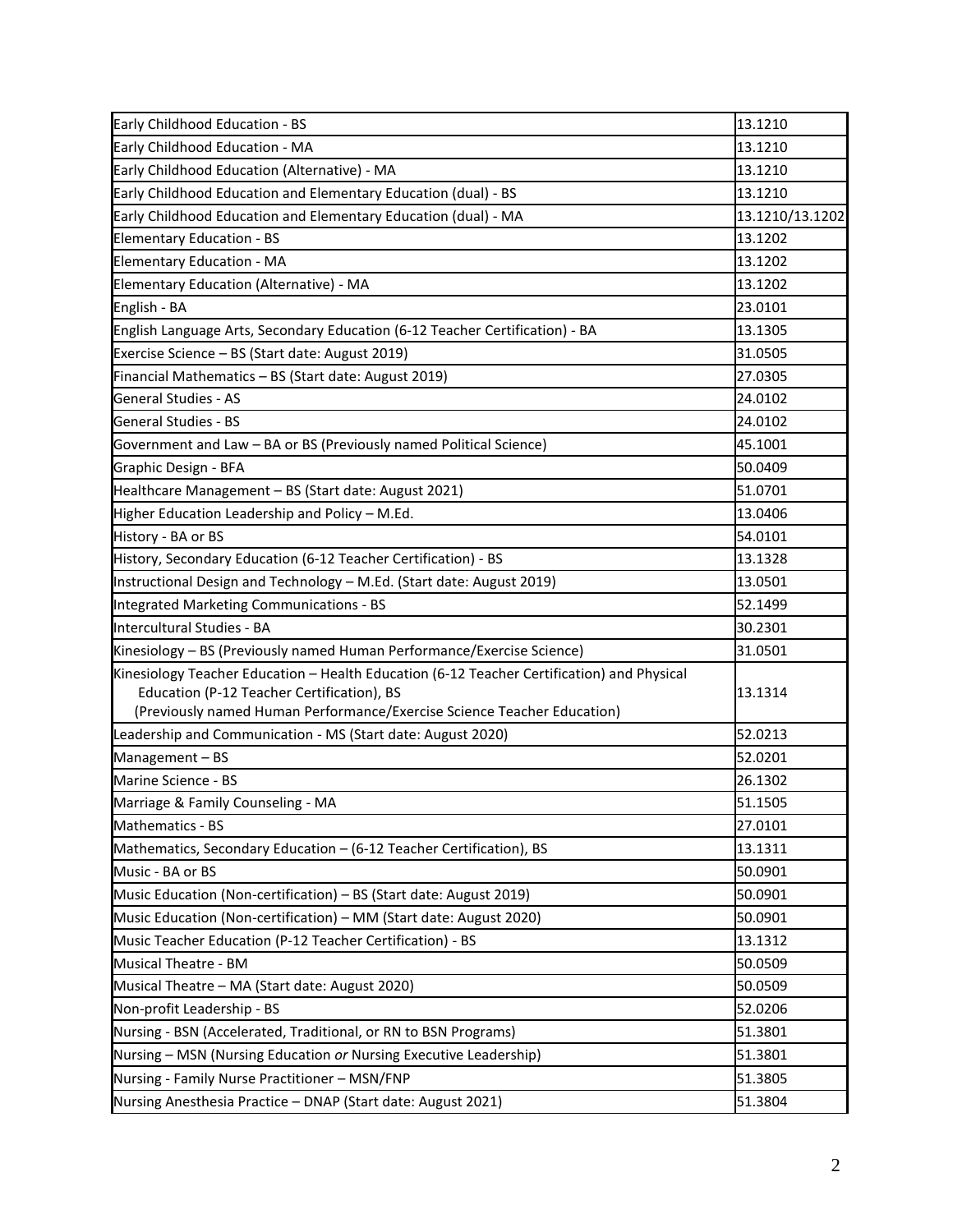| Program | Code |
|---|---|
| Early Childhood Education - BS | 13.1210 |
| Early Childhood Education - MA | 13.1210 |
| Early Childhood Education (Alternative) - MA | 13.1210 |
| Early Childhood Education and Elementary Education (dual) - BS | 13.1210 |
| Early Childhood Education and Elementary Education (dual) - MA | 13.1210/13.1202 |
| Elementary Education - BS | 13.1202 |
| Elementary Education - MA | 13.1202 |
| Elementary Education (Alternative) - MA | 13.1202 |
| English - BA | 23.0101 |
| English Language Arts, Secondary Education (6-12 Teacher Certification) - BA | 13.1305 |
| Exercise Science – BS (Start date: August 2019) | 31.0505 |
| Financial Mathematics – BS (Start date: August 2019) | 27.0305 |
| General Studies - AS | 24.0102 |
| General Studies - BS | 24.0102 |
| Government and Law – BA or BS (Previously named Political Science) | 45.1001 |
| Graphic Design - BFA | 50.0409 |
| Healthcare Management – BS (Start date: August 2021) | 51.0701 |
| Higher Education Leadership and Policy – M.Ed. | 13.0406 |
| History - BA or BS | 54.0101 |
| History, Secondary Education (6-12 Teacher Certification) - BS | 13.1328 |
| Instructional Design and Technology – M.Ed. (Start date: August 2019) | 13.0501 |
| Integrated Marketing Communications - BS | 52.1499 |
| Intercultural Studies - BA | 30.2301 |
| Kinesiology – BS (Previously named Human Performance/Exercise Science) | 31.0501 |
| Kinesiology Teacher Education – Health Education (6-12 Teacher Certification) and Physical Education (P-12 Teacher Certification), BS (Previously named Human Performance/Exercise Science Teacher Education) | 13.1314 |
| Leadership and Communication - MS (Start date: August 2020) | 52.0213 |
| Management – BS | 52.0201 |
| Marine Science - BS | 26.1302 |
| Marriage & Family Counseling - MA | 51.1505 |
| Mathematics - BS | 27.0101 |
| Mathematics, Secondary Education – (6-12 Teacher Certification), BS | 13.1311 |
| Music - BA or BS | 50.0901 |
| Music Education (Non-certification) – BS (Start date: August 2019) | 50.0901 |
| Music Education (Non-certification) – MM (Start date: August 2020) | 50.0901 |
| Music Teacher Education (P-12 Teacher Certification) - BS | 13.1312 |
| Musical Theatre - BM | 50.0509 |
| Musical Theatre – MA (Start date: August 2020) | 50.0509 |
| Non-profit Leadership - BS | 52.0206 |
| Nursing - BSN (Accelerated, Traditional, or RN to BSN Programs) | 51.3801 |
| Nursing – MSN (Nursing Education *or* Nursing Executive Leadership) | 51.3801 |
| Nursing - Family Nurse Practitioner – MSN/FNP | 51.3805 |
| Nursing Anesthesia Practice – DNAP (Start date: August 2021) | 51.3804 |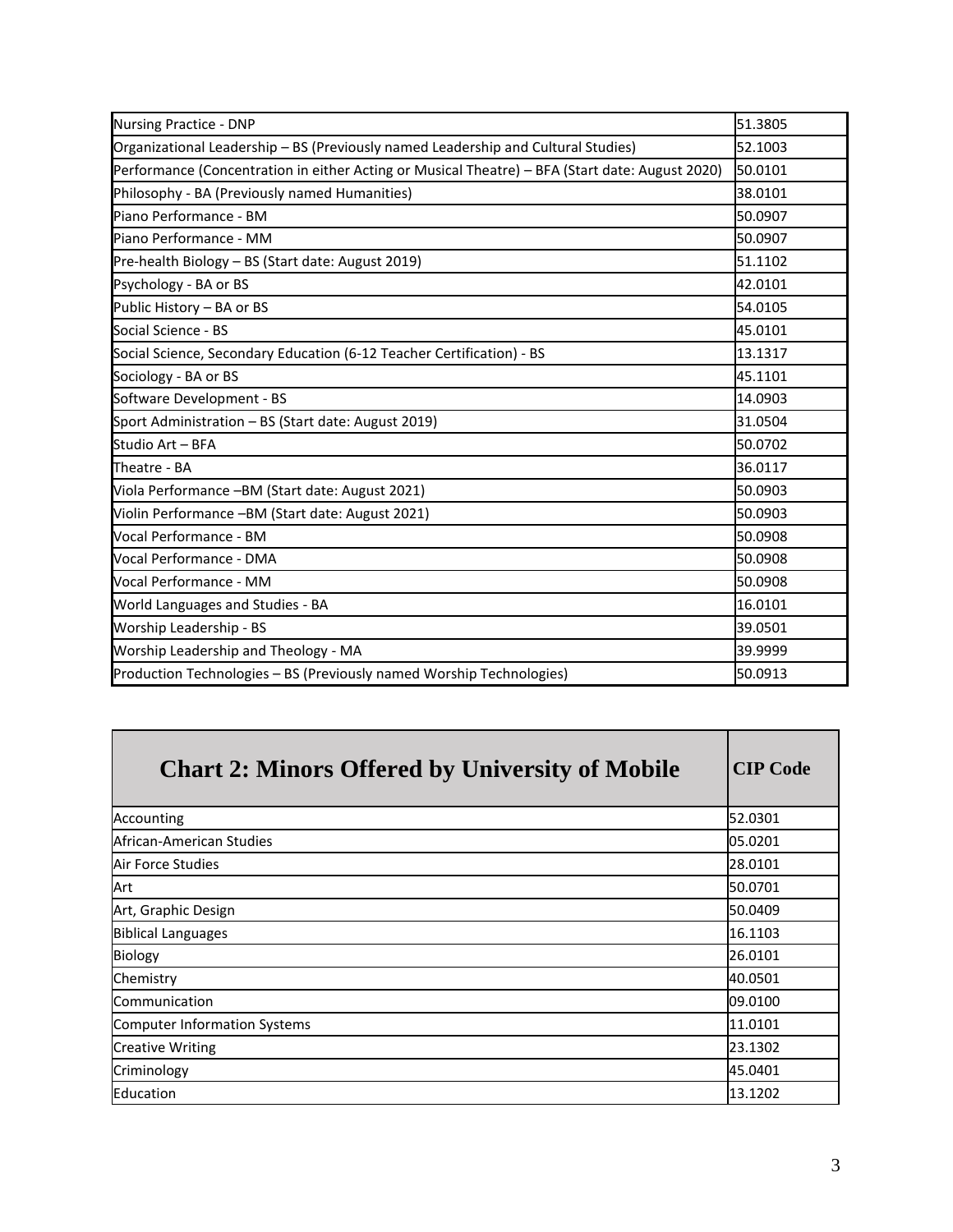| | |
|---|---|
| Nursing Practice - DNP | 51.3805 |
| Organizational Leadership – BS (Previously named Leadership and Cultural Studies) | 52.1003 |
| Performance (Concentration in either Acting or Musical Theatre) – BFA (Start date: August 2020) | 50.0101 |
| Philosophy - BA (Previously named Humanities) | 38.0101 |
| Piano Performance - BM | 50.0907 |
| Piano Performance - MM | 50.0907 |
| Pre-health Biology – BS (Start date: August 2019) | 51.1102 |
| Psychology - BA or BS | 42.0101 |
| Public History – BA or BS | 54.0105 |
| Social Science - BS | 45.0101 |
| Social Science, Secondary Education (6-12 Teacher Certification) - BS | 13.1317 |
| Sociology - BA or BS | 45.1101 |
| Software Development - BS | 14.0903 |
| Sport Administration – BS (Start date: August 2019) | 31.0504 |
| Studio Art – BFA | 50.0702 |
| Theatre - BA | 36.0117 |
| Viola Performance –BM (Start date: August 2021) | 50.0903 |
| Violin Performance –BM (Start date: August 2021) | 50.0903 |
| Vocal Performance - BM | 50.0908 |
| Vocal Performance - DMA | 50.0908 |
| Vocal Performance - MM | 50.0908 |
| World Languages and Studies - BA | 16.0101 |
| Worship Leadership - BS | 39.0501 |
| Worship Leadership and Theology - MA | 39.9999 |
| Production Technologies – BS (Previously named Worship Technologies) | 50.0913 |

| **Chart 2: Minors Offered by University of Mobile** | **CIP Code** |
|---|---|
| Accounting | 52.0301 |
| African-American Studies | 05.0201 |
| Air Force Studies | 28.0101 |
| Art | 50.0701 |
| Art, Graphic Design | 50.0409 |
| Biblical Languages | 16.1103 |
| Biology | 26.0101 |
| Chemistry | 40.0501 |
| Communication | 09.0100 |
| Computer Information Systems | 11.0101 |
| Creative Writing | 23.1302 |
| Criminology | 45.0401 |
| Education | 13.1202 |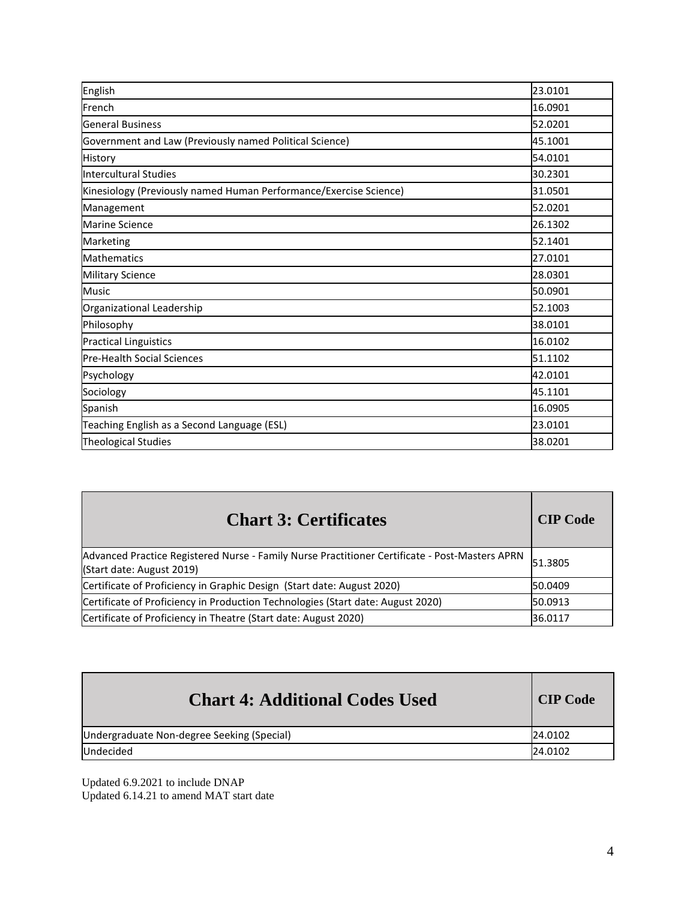| | |
|---|---|
| English | 23.0101 |
| French | 16.0901 |
| General Business | 52.0201 |
| Government and Law (Previously named Political Science) | 45.1001 |
| History | 54.0101 |
| Intercultural Studies | 30.2301 |
| Kinesiology (Previously named Human Performance/Exercise Science) | 31.0501 |
| Management | 52.0201 |
| Marine Science | 26.1302 |
| Marketing | 52.1401 |
| Mathematics | 27.0101 |
| Military Science | 28.0301 |
| Music | 50.0901 |
| Organizational Leadership | 52.1003 |
| Philosophy | 38.0101 |
| Practical Linguistics | 16.0102 |
| Pre-Health Social Sciences | 51.1102 |
| Psychology | 42.0101 |
| Sociology | 45.1101 |
| Spanish | 16.0905 |
| Teaching English as a Second Language (ESL) | 23.0101 |
| Theological Studies | 38.0201 |

| **Chart 3: Certificates** | **CIP Code** |
|---|---|
| Advanced Practice Registered Nurse - Family Nurse Practitioner Certificate - Post-Masters APRN (Start date: August 2019) | 51.3805 |
| Certificate of Proficiency in Graphic Design (Start date: August 2020) | 50.0409 |
| Certificate of Proficiency in Production Technologies (Start date: August 2020) | 50.0913 |
| Certificate of Proficiency in Theatre (Start date: August 2020) | 36.0117 |

| **Chart 4: Additional Codes Used** | **CIP Code** |
|---|---|
| Undergraduate Non-degree Seeking (Special) | 24.0102 |
| Undecided | 24.0102 |

Updated 6.9.2021 to include DNAP
Updated 6.14.21 to amend MAT start date